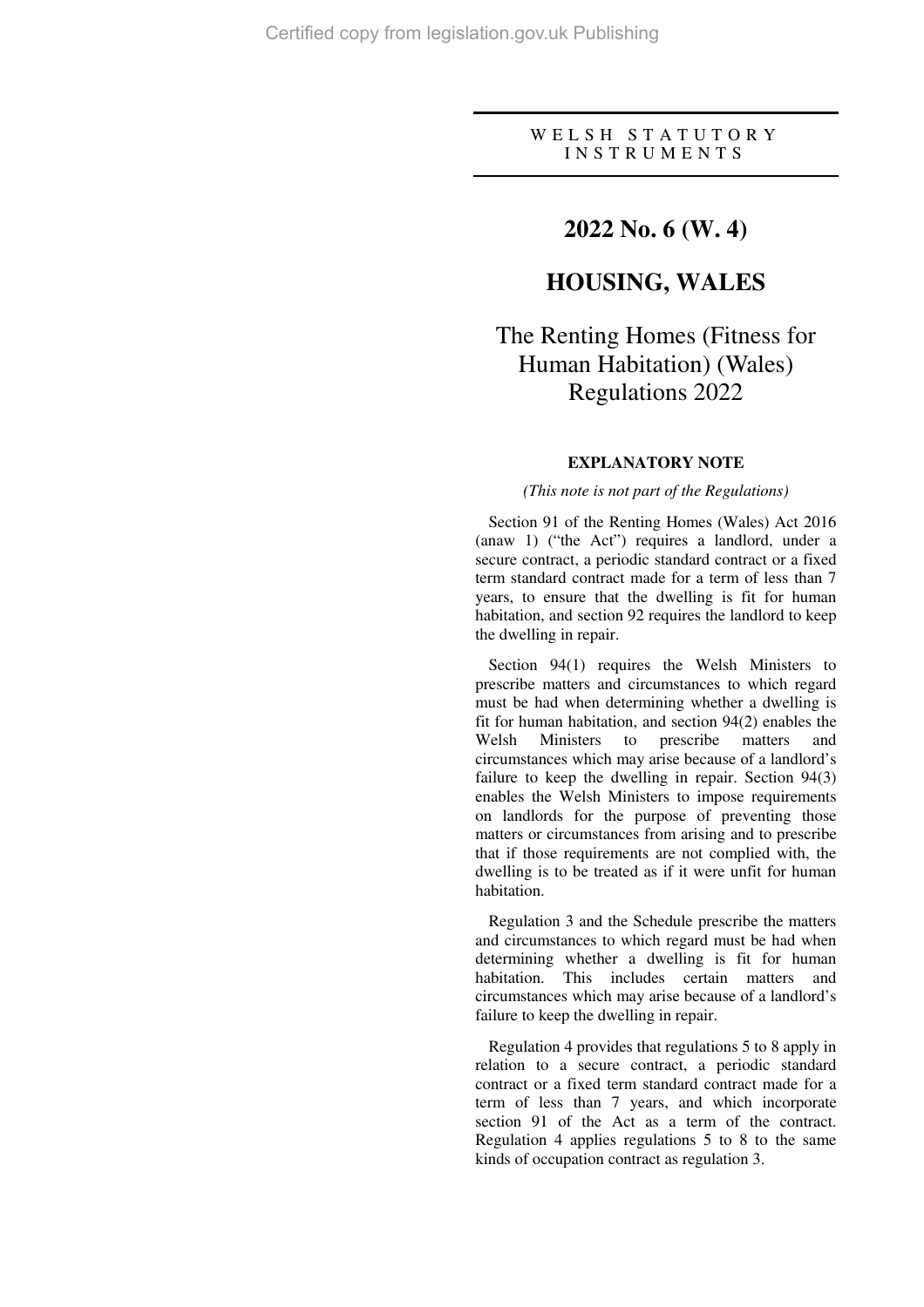WELSH STATUTORY INSTRUMENTS

# 2022 No. 6 (W. 4)

# HOUSING, WALES

# The Renting Homes (Fitness for Human Habitation) (Wales) Regulations 2022

## EXPLANATORY NOTE

*(This note is not part of the Regulations)*

Section 91 of the Renting Homes (Wales) Act 2016 (anaw 1) ("the Act") requires a landlord, under a secure contract, a periodic standard contract or a fixed term standard contract made for a term of less than 7 years, to ensure that the dwelling is fit for human habitation, and section 92 requires the landlord to keep the dwelling in repair.

Section 94(1) requires the Welsh Ministers to prescribe matters and circumstances to which regard must be had when determining whether a dwelling is fit for human habitation, and section 94(2) enables the Welsh Ministers to prescribe matters and circumstances which may arise because of a landlord's failure to keep the dwelling in repair. Section 94(3) enables the Welsh Ministers to impose requirements on landlords for the purpose of preventing those matters or circumstances from arising and to prescribe that if those requirements are not complied with, the dwelling is to be treated as if it were unfit for human habitation.

Regulation 3 and the Schedule prescribe the matters and circumstances to which regard must be had when determining whether a dwelling is fit for human habitation. This includes certain matters and circumstances which may arise because of a landlord's failure to keep the dwelling in repair.

Regulation 4 provides that regulations 5 to 8 apply in relation to a secure contract, a periodic standard contract or a fixed term standard contract made for a term of less than 7 years, and which incorporate section 91 of the Act as a term of the contract. Regulation 4 applies regulations 5 to 8 to the same kinds of occupation contract as regulation 3.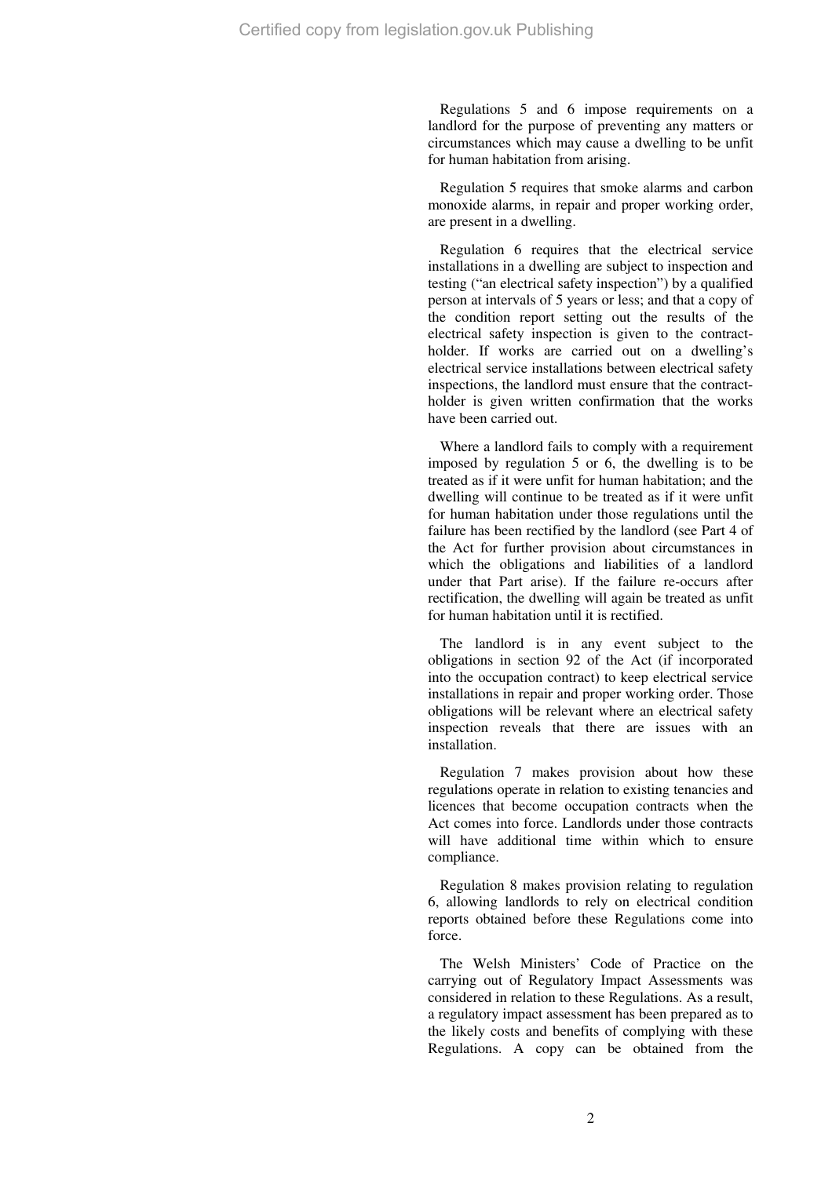Regulations 5 and 6 impose requirements on a landlord for the purpose of preventing any matters or circumstances which may cause a dwelling to be unfit for human habitation from arising.

Regulation 5 requires that smoke alarms and carbon monoxide alarms, in repair and proper working order, are present in a dwelling.

Regulation 6 requires that the electrical service installations in a dwelling are subject to inspection and testing ("an electrical safety inspection") by a qualified person at intervals of 5 years or less; and that a copy of the condition report setting out the results of the electrical safety inspection is given to the contract-holder. If works are carried out on a dwelling's electrical service installations between electrical safety inspections, the landlord must ensure that the contract-holder is given written confirmation that the works have been carried out.

Where a landlord fails to comply with a requirement imposed by regulation 5 or 6, the dwelling is to be treated as if it were unfit for human habitation; and the dwelling will continue to be treated as if it were unfit for human habitation under those regulations until the failure has been rectified by the landlord (see Part 4 of the Act for further provision about circumstances in which the obligations and liabilities of a landlord under that Part arise). If the failure re-occurs after rectification, the dwelling will again be treated as unfit for human habitation until it is rectified.

The landlord is in any event subject to the obligations in section 92 of the Act (if incorporated into the occupation contract) to keep electrical service installations in repair and proper working order. Those obligations will be relevant where an electrical safety inspection reveals that there are issues with an installation.

Regulation 7 makes provision about how these regulations operate in relation to existing tenancies and licences that become occupation contracts when the Act comes into force. Landlords under those contracts will have additional time within which to ensure compliance.

Regulation 8 makes provision relating to regulation 6, allowing landlords to rely on electrical condition reports obtained before these Regulations come into force.

The Welsh Ministers' Code of Practice on the carrying out of Regulatory Impact Assessments was considered in relation to these Regulations. As a result, a regulatory impact assessment has been prepared as to the likely costs and benefits of complying with these Regulations. A copy can be obtained from the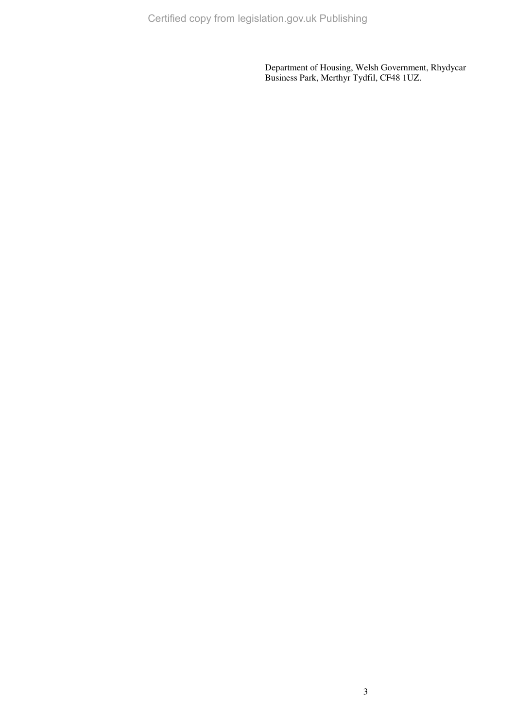Department of Housing, Welsh Government, Rhydycar Business Park, Merthyr Tydfil, CF48 1UZ.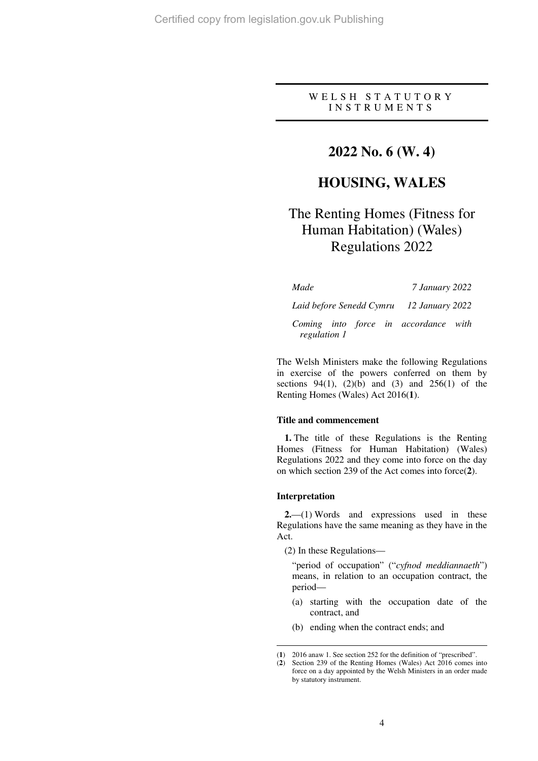WELSH STATUTORY INSTRUMENTS

# 2022 No. 6 (W. 4)

# HOUSING, WALES

## The Renting Homes (Fitness for Human Habitation) (Wales) Regulations 2022

| | |
|---|---|
| *Made* | *7 January 2022* |
| *Laid before Senedd Cymru* | *12 January 2022* |
| *Coming into force in accordance with regulation 1* | |

The Welsh Ministers make the following Regulations in exercise of the powers conferred on them by sections 94(1), (2)(b) and (3) and 256(1) of the Renting Homes (Wales) Act 2016(**1**).

### Title and commencement

**1.** The title of these Regulations is the Renting Homes (Fitness for Human Habitation) (Wales) Regulations 2022 and they come into force on the day on which section 239 of the Act comes into force(**2**).

### Interpretation

**2.**—(1) Words and expressions used in these Regulations have the same meaning as they have in the Act.

(2) In these Regulations—

"period of occupation" ("*cyfnod meddiannaeth*") means, in relation to an occupation contract, the period—

(a) starting with the occupation date of the contract, and

(b) ending when the contract ends; and

---

(**1**) 2016 anaw 1. See section 252 for the definition of "prescribed".

(**2**) Section 239 of the Renting Homes (Wales) Act 2016 comes into force on a day appointed by the Welsh Ministers in an order made by statutory instrument.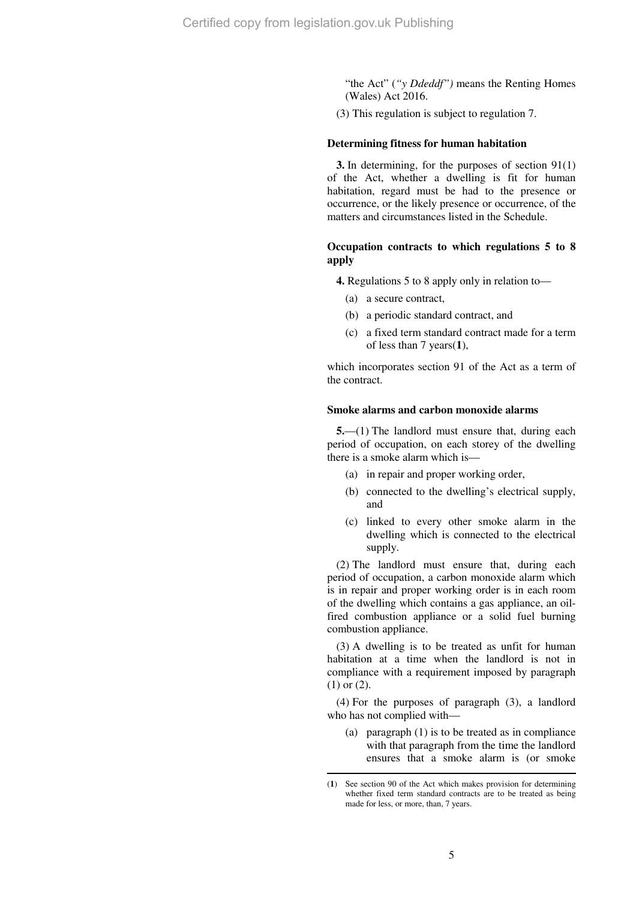"the Act" (*"y Ddeddf")* means the Renting Homes (Wales) Act 2016.

(3) This regulation is subject to regulation 7.

**Determining fitness for human habitation**

**3.** In determining, for the purposes of section 91(1) of the Act, whether a dwelling is fit for human habitation, regard must be had to the presence or occurrence, or the likely presence or occurrence, of the matters and circumstances listed in the Schedule.

**Occupation contracts to which regulations 5 to 8 apply**

**4.** Regulations 5 to 8 apply only in relation to—

(a) a secure contract,

(b) a periodic standard contract, and

(c) a fixed term standard contract made for a term of less than 7 years(**1**),

which incorporates section 91 of the Act as a term of the contract.

**Smoke alarms and carbon monoxide alarms**

**5.**—(1) The landlord must ensure that, during each period of occupation, on each storey of the dwelling there is a smoke alarm which is—

(a) in repair and proper working order,

(b) connected to the dwelling's electrical supply, and

(c) linked to every other smoke alarm in the dwelling which is connected to the electrical supply.

(2) The landlord must ensure that, during each period of occupation, a carbon monoxide alarm which is in repair and proper working order is in each room of the dwelling which contains a gas appliance, an oil-fired combustion appliance or a solid fuel burning combustion appliance.

(3) A dwelling is to be treated as unfit for human habitation at a time when the landlord is not in compliance with a requirement imposed by paragraph (1) or (2).

(4) For the purposes of paragraph (3), a landlord who has not complied with—

(a) paragraph (1) is to be treated as in compliance with that paragraph from the time the landlord ensures that a smoke alarm is (or smoke

---

(**1**) See section 90 of the Act which makes provision for determining whether fixed term standard contracts are to be treated as being made for less, or more, than, 7 years.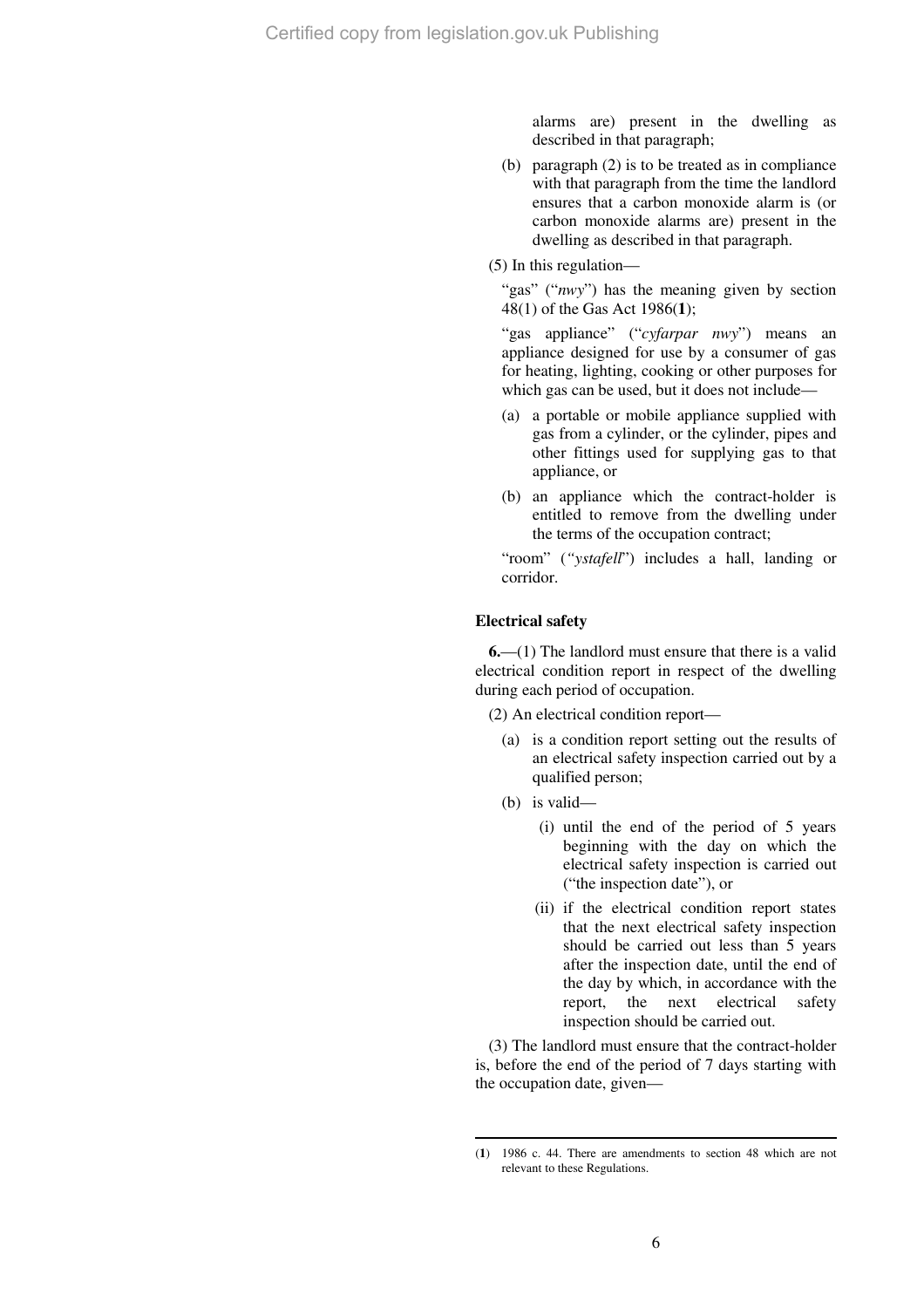alarms are) present in the dwelling as described in that paragraph;

(b) paragraph (2) is to be treated as in compliance with that paragraph from the time the landlord ensures that a carbon monoxide alarm is (or carbon monoxide alarms are) present in the dwelling as described in that paragraph.

(5) In this regulation—

"gas" ("*nwy*") has the meaning given by section 48(1) of the Gas Act 1986([1]);

"gas appliance" ("*cyfarpar nwy*") means an appliance designed for use by a consumer of gas for heating, lighting, cooking or other purposes for which gas can be used, but it does not include—

(a) a portable or mobile appliance supplied with gas from a cylinder, or the cylinder, pipes and other fittings used for supplying gas to that appliance, or

(b) an appliance which the contract-holder is entitled to remove from the dwelling under the terms of the occupation contract;

"room" ("*ystafell*") includes a hall, landing or corridor.

### Electrical safety

**6.**—(1) The landlord must ensure that there is a valid electrical condition report in respect of the dwelling during each period of occupation.

(2) An electrical condition report—

(a) is a condition report setting out the results of an electrical safety inspection carried out by a qualified person;

(b) is valid—

(i) until the end of the period of 5 years beginning with the day on which the electrical safety inspection is carried out ("the inspection date"), or

(ii) if the electrical condition report states that the next electrical safety inspection should be carried out less than 5 years after the inspection date, until the end of the day by which, in accordance with the report, the next electrical safety inspection should be carried out.

(3) The landlord must ensure that the contract-holder is, before the end of the period of 7 days starting with the occupation date, given—

---

(1) 1986 c. 44. There are amendments to section 48 which are not relevant to these Regulations.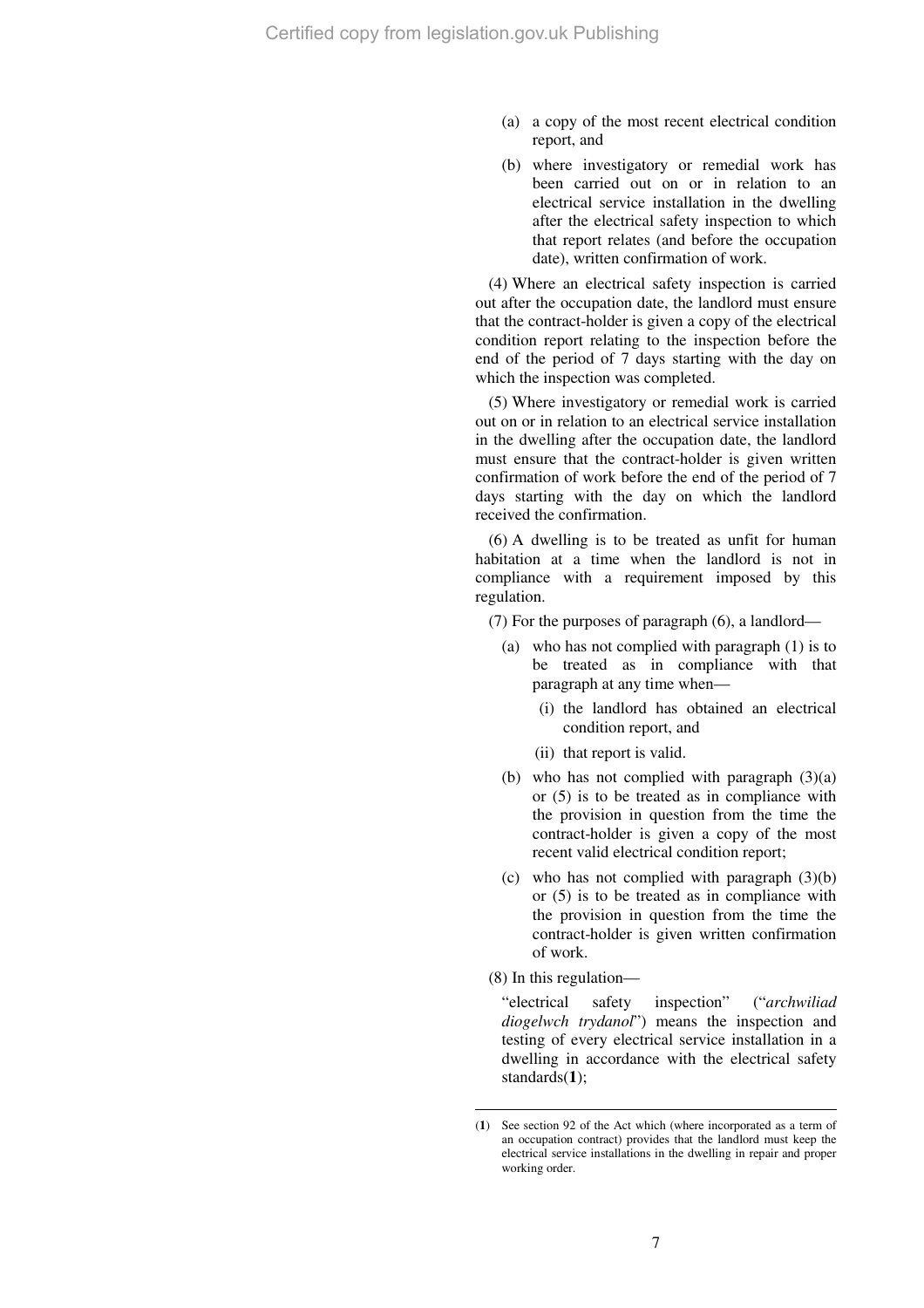(a) a copy of the most recent electrical condition report, and

(b) where investigatory or remedial work has been carried out on or in relation to an electrical service installation in the dwelling after the electrical safety inspection to which that report relates (and before the occupation date), written confirmation of work.

(4) Where an electrical safety inspection is carried out after the occupation date, the landlord must ensure that the contract-holder is given a copy of the electrical condition report relating to the inspection before the end of the period of 7 days starting with the day on which the inspection was completed.

(5) Where investigatory or remedial work is carried out on or in relation to an electrical service installation in the dwelling after the occupation date, the landlord must ensure that the contract-holder is given written confirmation of work before the end of the period of 7 days starting with the day on which the landlord received the confirmation.

(6) A dwelling is to be treated as unfit for human habitation at a time when the landlord is not in compliance with a requirement imposed by this regulation.

(7) For the purposes of paragraph (6), a landlord—

(a) who has not complied with paragraph (1) is to be treated as in compliance with that paragraph at any time when—

(i) the landlord has obtained an electrical condition report, and

(ii) that report is valid.

(b) who has not complied with paragraph (3)(a) or (5) is to be treated as in compliance with the provision in question from the time the contract-holder is given a copy of the most recent valid electrical condition report;

(c) who has not complied with paragraph (3)(b) or (5) is to be treated as in compliance with the provision in question from the time the contract-holder is given written confirmation of work.

(8) In this regulation—

"electrical safety inspection" ("*archwiliad diogelwch trydanol*") means the inspection and testing of every electrical service installation in a dwelling in accordance with the electrical safety standards[1];

---

(1) See section 92 of the Act which (where incorporated as a term of an occupation contract) provides that the landlord must keep the electrical service installations in the dwelling in repair and proper working order.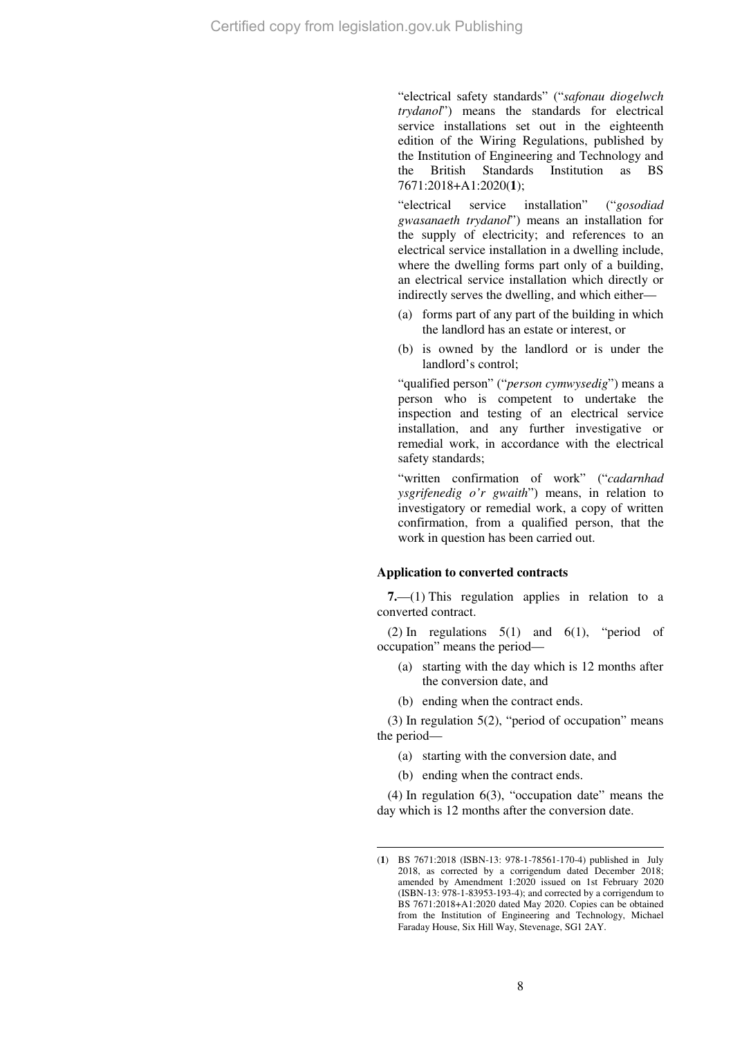"electrical safety standards" ("*safonau diogelwch trydanol*") means the standards for electrical service installations set out in the eighteenth edition of the Wiring Regulations, published by the Institution of Engineering and Technology and the British Standards Institution as BS 7671:2018+A1:2020([1]);

"electrical service installation" ("*gosodiad gwasanaeth trydanol*") means an installation for the supply of electricity; and references to an electrical service installation in a dwelling include, where the dwelling forms part only of a building, an electrical service installation which directly or indirectly serves the dwelling, and which either—

(a) forms part of any part of the building in which the landlord has an estate or interest, or

(b) is owned by the landlord or is under the landlord's control;

"qualified person" ("*person cymwysedig*") means a person who is competent to undertake the inspection and testing of an electrical service installation, and any further investigative or remedial work, in accordance with the electrical safety standards;

"written confirmation of work" ("*cadarnhad ysgrifenedig o'r gwaith*") means, in relation to investigatory or remedial work, a copy of written confirmation, from a qualified person, that the work in question has been carried out.

**Application to converted contracts**

**7.**—(1) This regulation applies in relation to a converted contract.

(2) In regulations 5(1) and 6(1), "period of occupation" means the period—

(a) starting with the day which is 12 months after the conversion date, and

(b) ending when the contract ends.

(3) In regulation 5(2), "period of occupation" means the period—

(a) starting with the conversion date, and

(b) ending when the contract ends.

(4) In regulation 6(3), "occupation date" means the day which is 12 months after the conversion date.

---

(1) BS 7671:2018 (ISBN-13: 978-1-78561-170-4) published in July 2018, as corrected by a corrigendum dated December 2018; amended by Amendment 1:2020 issued on 1st February 2020 (ISBN-13: 978-1-83953-193-4); and corrected by a corrigendum to BS 7671:2018+A1:2020 dated May 2020. Copies can be obtained from the Institution of Engineering and Technology, Michael Faraday House, Six Hill Way, Stevenage, SG1 2AY.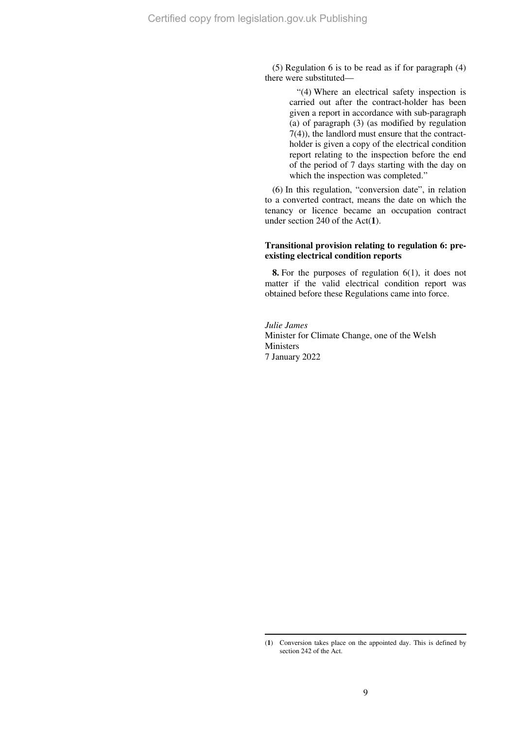(5) Regulation 6 is to be read as if for paragraph (4) there were substituted—

> "(4) Where an electrical safety inspection is carried out after the contract-holder has been given a report in accordance with sub-paragraph (a) of paragraph (3) (as modified by regulation 7(4)), the landlord must ensure that the contract-holder is given a copy of the electrical condition report relating to the inspection before the end of the period of 7 days starting with the day on which the inspection was completed."

(6) In this regulation, "conversion date", in relation to a converted contract, means the date on which the tenancy or licence became an occupation contract under section 240 of the Act[1].

**Transitional provision relating to regulation 6: pre-existing electrical condition reports**

**8.** For the purposes of regulation 6(1), it does not matter if the valid electrical condition report was obtained before these Regulations came into force.

*Julie James*
Minister for Climate Change, one of the Welsh Ministers
7 January 2022

---

(1) Conversion takes place on the appointed day. This is defined by section 242 of the Act.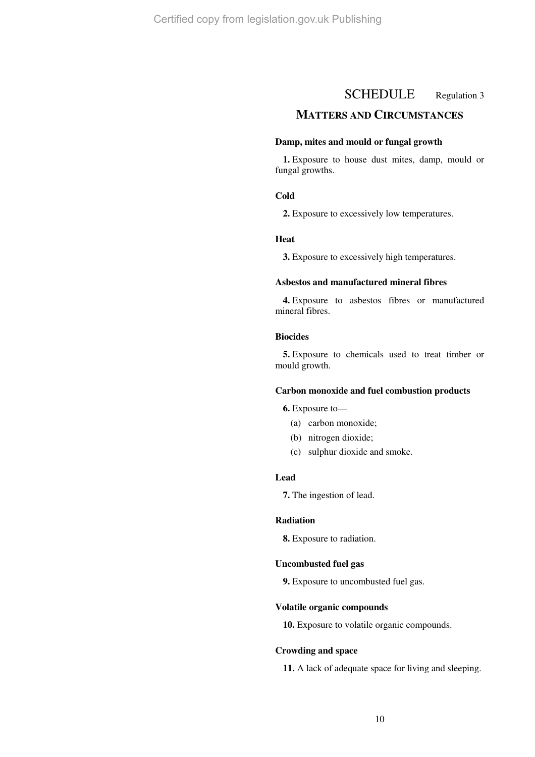# SCHEDULE

Regulation 3

## MATTERS AND CIRCUMSTANCES

### Damp, mites and mould or fungal growth

**1.** Exposure to house dust mites, damp, mould or fungal growths.

### Cold

**2.** Exposure to excessively low temperatures.

### Heat

**3.** Exposure to excessively high temperatures.

### Asbestos and manufactured mineral fibres

**4.** Exposure to asbestos fibres or manufactured mineral fibres.

### Biocides

**5.** Exposure to chemicals used to treat timber or mould growth.

### Carbon monoxide and fuel combustion products

**6.** Exposure to—

(a) carbon monoxide;

(b) nitrogen dioxide;

(c) sulphur dioxide and smoke.

### Lead

**7.** The ingestion of lead.

### Radiation

**8.** Exposure to radiation.

### Uncombusted fuel gas

**9.** Exposure to uncombusted fuel gas.

### Volatile organic compounds

**10.** Exposure to volatile organic compounds.

### Crowding and space

**11.** A lack of adequate space for living and sleeping.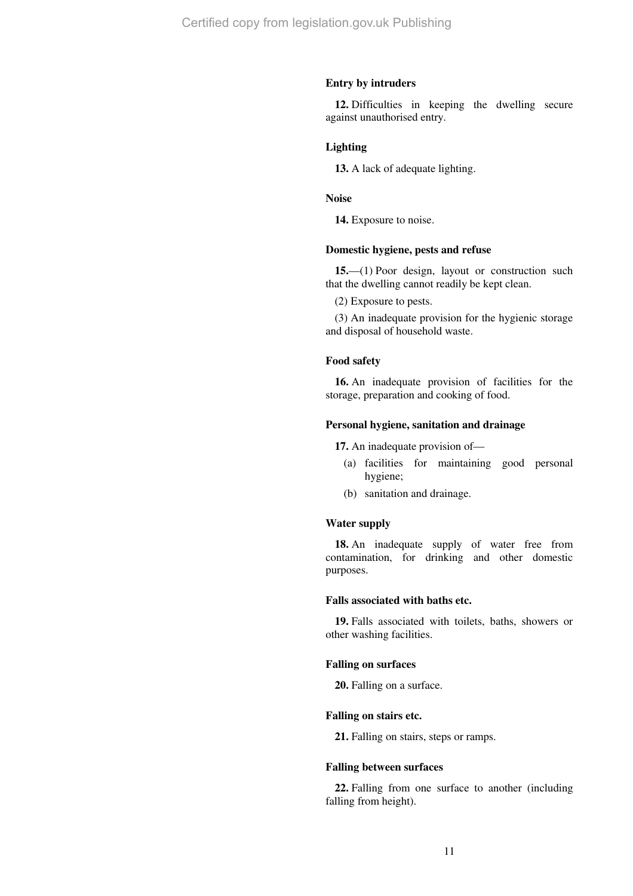**Entry by intruders**

**12.** Difficulties in keeping the dwelling secure against unauthorised entry.

**Lighting**

**13.** A lack of adequate lighting.

**Noise**

**14.** Exposure to noise.

**Domestic hygiene, pests and refuse**

**15.**—(1) Poor design, layout or construction such that the dwelling cannot readily be kept clean.

(2) Exposure to pests.

(3) An inadequate provision for the hygienic storage and disposal of household waste.

**Food safety**

**16.** An inadequate provision of facilities for the storage, preparation and cooking of food.

**Personal hygiene, sanitation and drainage**

**17.** An inadequate provision of—

(a) facilities for maintaining good personal hygiene;

(b) sanitation and drainage.

**Water supply**

**18.** An inadequate supply of water free from contamination, for drinking and other domestic purposes.

**Falls associated with baths etc.**

**19.** Falls associated with toilets, baths, showers or other washing facilities.

**Falling on surfaces**

**20.** Falling on a surface.

**Falling on stairs etc.**

**21.** Falling on stairs, steps or ramps.

**Falling between surfaces**

**22.** Falling from one surface to another (including falling from height).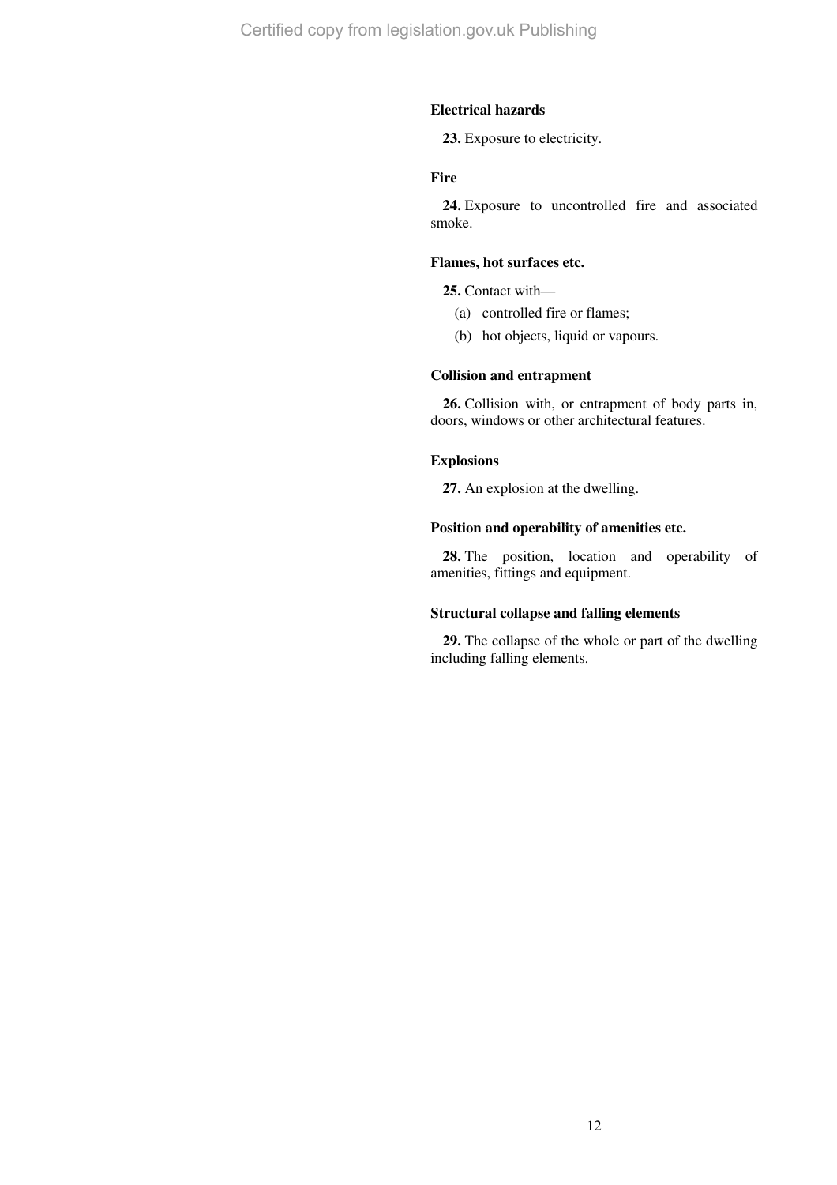**Electrical hazards**

**23.** Exposure to electricity.

**Fire**

**24.** Exposure to uncontrolled fire and associated smoke.

**Flames, hot surfaces etc.**

**25.** Contact with—

(a) controlled fire or flames;

(b) hot objects, liquid or vapours.

**Collision and entrapment**

**26.** Collision with, or entrapment of body parts in, doors, windows or other architectural features.

**Explosions**

**27.** An explosion at the dwelling.

**Position and operability of amenities etc.**

**28.** The position, location and operability of amenities, fittings and equipment.

**Structural collapse and falling elements**

**29.** The collapse of the whole or part of the dwelling including falling elements.